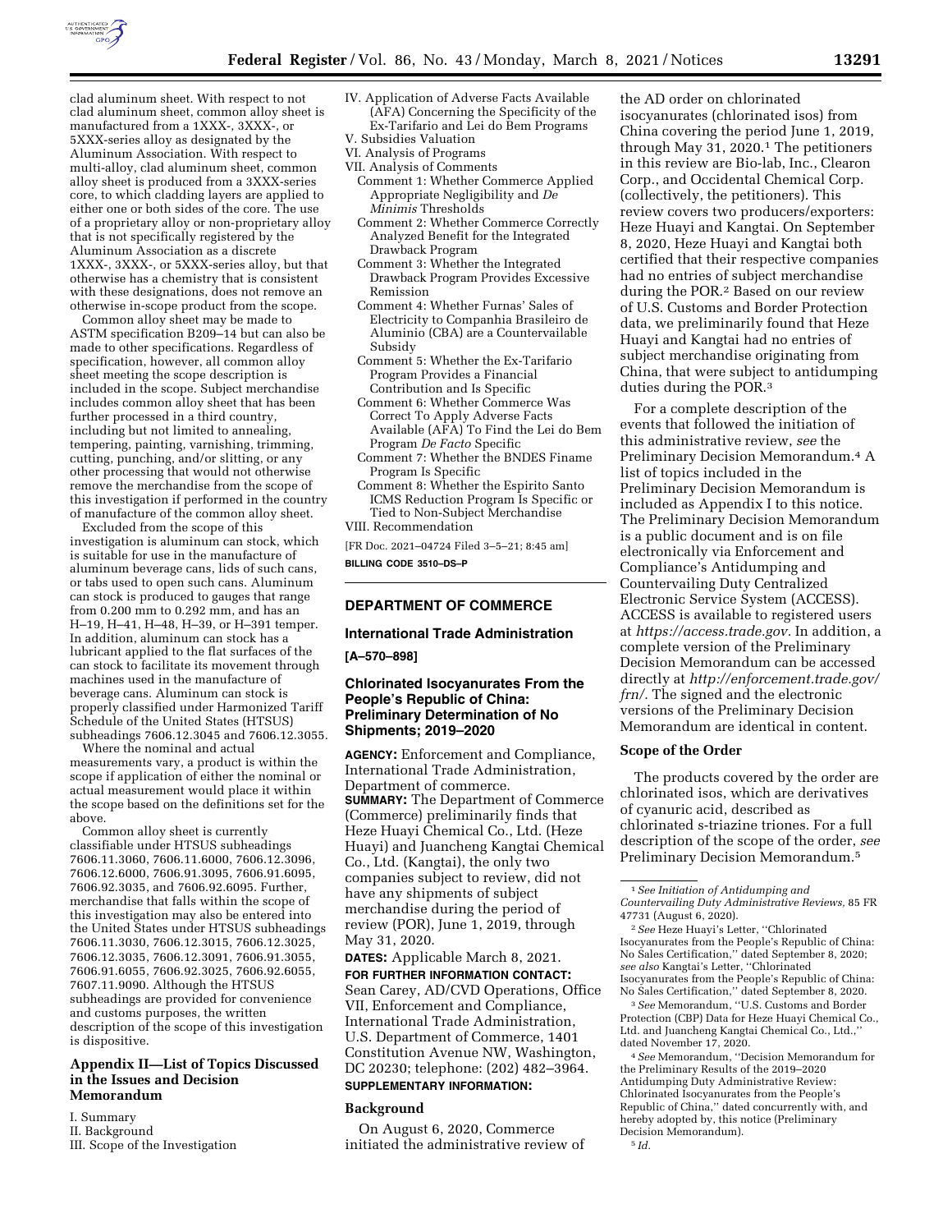clad aluminum sheet. With respect to not clad aluminum sheet, common alloy sheet is manufactured from a 1XXX-, 3XXX-, or 5XXX-series alloy as designated by the Aluminum Association. With respect to multi-alloy, clad aluminum sheet, common alloy sheet is produced from a 3XXX-series core, to which cladding layers are applied to either one or both sides of the core. The use of a proprietary alloy or non-proprietary alloy that is not specifically registered by the Aluminum Association as a discrete 1XXX-, 3XXX-, or 5XXX-series alloy, but that otherwise has a chemistry that is consistent with these designations, does not remove an otherwise in-scope product from the scope.

Common alloy sheet may be made to ASTM specification B209–14 but can also be made to other specifications. Regardless of specification, however, all common alloy sheet meeting the scope description is included in the scope. Subject merchandise includes common alloy sheet that has been further processed in a third country, including but not limited to annealing, tempering, painting, varnishing, trimming, cutting, punching, and/or slitting, or any other processing that would not otherwise remove the merchandise from the scope of this investigation if performed in the country of manufacture of the common alloy sheet.

Excluded from the scope of this investigation is aluminum can stock, which is suitable for use in the manufacture of aluminum beverage cans, lids of such cans, or tabs used to open such cans. Aluminum can stock is produced to gauges that range from 0.200 mm to 0.292 mm, and has an H–19, H–41, H–48, H–39, or H–391 temper. In addition, aluminum can stock has a lubricant applied to the flat surfaces of the can stock to facilitate its movement through machines used in the manufacture of beverage cans. Aluminum can stock is properly classified under Harmonized Tariff Schedule of the United States (HTSUS) subheadings 7606.12.3045 and 7606.12.3055.

Where the nominal and actual measurements vary, a product is within the scope if application of either the nominal or actual measurement would place it within the scope based on the definitions set for the above.

Common alloy sheet is currently classifiable under HTSUS subheadings 7606.11.3060, 7606.11.6000, 7606.12.3096, 7606.12.6000, 7606.91.3095, 7606.91.6095, 7606.92.3035, and 7606.92.6095. Further, merchandise that falls within the scope of this investigation may also be entered into the United States under HTSUS subheadings 7606.11.3030, 7606.12.3015, 7606.12.3025, 7606.12.3035, 7606.12.3091, 7606.91.3055, 7606.91.6055, 7606.92.3025, 7606.92.6055, 7607.11.9090. Although the HTSUS subheadings are provided for convenience and customs purposes, the written description of the scope of this investigation is dispositive.

## Appendix II—List of Topics Discussed in the Issues and Decision Memorandum

I. Summary
II. Background
III. Scope of the Investigation
IV. Application of Adverse Facts Available (AFA) Concerning the Specificity of the Ex-Tarifario and Lei do Bem Programs
V. Subsidies Valuation
VI. Analysis of Programs
VII. Analysis of Comments
Comment 1: Whether Commerce Applied Appropriate Negligibility and *De Minimis* Thresholds
Comment 2: Whether Commerce Correctly Analyzed Benefit for the Integrated Drawback Program
Comment 3: Whether the Integrated Drawback Program Provides Excessive Remission
Comment 4: Whether Furnas' Sales of Electricity to Companhia Brasileiro de Aluminio (CBA) are a Countervailable Subsidy
Comment 5: Whether the Ex-Tarifario Program Provides a Financial Contribution and Is Specific
Comment 6: Whether Commerce Was Correct To Apply Adverse Facts Available (AFA) To Find the Lei do Bem Program *De Facto* Specific
Comment 7: Whether the BNDES Finame Program Is Specific
Comment 8: Whether the Espirito Santo ICMS Reduction Program Is Specific or Tied to Non-Subject Merchandise
VIII. Recommendation

[FR Doc. 2021–04724 Filed 3–5–21; 8:45 am]

**BILLING CODE 3510–DS–P**

---

# DEPARTMENT OF COMMERCE

## International Trade Administration

**[A–570–898]**

## Chlorinated Isocyanurates From the People's Republic of China: Preliminary Determination of No Shipments; 2019–2020

**AGENCY:** Enforcement and Compliance, International Trade Administration, Department of commerce.

**SUMMARY:** The Department of Commerce (Commerce) preliminarily finds that Heze Huayi Chemical Co., Ltd. (Heze Huayi) and Juancheng Kangtai Chemical Co., Ltd. (Kangtai), the only two companies subject to review, did not have any shipments of subject merchandise during the period of review (POR), June 1, 2019, through May 31, 2020.

**DATES:** Applicable March 8, 2021.

**FOR FURTHER INFORMATION CONTACT:** Sean Carey, AD/CVD Operations, Office VII, Enforcement and Compliance, International Trade Administration, U.S. Department of Commerce, 1401 Constitution Avenue NW, Washington, DC 20230; telephone: (202) 482–3964.

**SUPPLEMENTARY INFORMATION:**

### Background

On August 6, 2020, Commerce initiated the administrative review of the AD order on chlorinated isocyanurates (chlorinated isos) from China covering the period June 1, 2019, through May 31, 2020.[1] The petitioners in this review are Bio-lab, Inc., Clearon Corp., and Occidental Chemical Corp. (collectively, the petitioners). This review covers two producers/exporters: Heze Huayi and Kangtai. On September 8, 2020, Heze Huayi and Kangtai both certified that their respective companies had no entries of subject merchandise during the POR.[2] Based on our review of U.S. Customs and Border Protection data, we preliminarily found that Heze Huayi and Kangtai had no entries of subject merchandise originating from China, that were subject to antidumping duties during the POR.[3]

For a complete description of the events that followed the initiation of this administrative review, *see* the Preliminary Decision Memorandum.[4] A list of topics included in the Preliminary Decision Memorandum is included as Appendix I to this notice. The Preliminary Decision Memorandum is a public document and is on file electronically via Enforcement and Compliance's Antidumping and Countervailing Duty Centralized Electronic Service System (ACCESS). ACCESS is available to registered users at *https://access.trade.gov.* In addition, a complete version of the Preliminary Decision Memorandum can be accessed directly at *http://enforcement.trade.gov/frn/.* The signed and the electronic versions of the Preliminary Decision Memorandum are identical in content.

### Scope of the Order

The products covered by the order are chlorinated isos, which are derivatives of cyanuric acid, described as chlorinated s-triazine triones. For a full description of the scope of the order, *see* Preliminary Decision Memorandum.[5]

---

[1] *See Initiation of Antidumping and Countervailing Duty Administrative Reviews,* 85 FR 47731 (August 6, 2020).

[2] *See* Heze Huayi's Letter, "Chlorinated Isocyanurates from the People's Republic of China: No Sales Certification," dated September 8, 2020; *see also* Kangtai's Letter, "Chlorinated Isocyanurates from the People's Republic of China: No Sales Certification," dated September 8, 2020.

[3] *See* Memorandum, "U.S. Customs and Border Protection (CBP) Data for Heze Huayi Chemical Co., Ltd. and Juancheng Kangtai Chemical Co., Ltd.," dated November 17, 2020.

[4] *See* Memorandum, "Decision Memorandum for the Preliminary Results of the 2019–2020 Antidumping Duty Administrative Review: Chlorinated Isocyanurates from the People's Republic of China," dated concurrently with, and hereby adopted by, this notice (Preliminary Decision Memorandum).

[5] *Id.*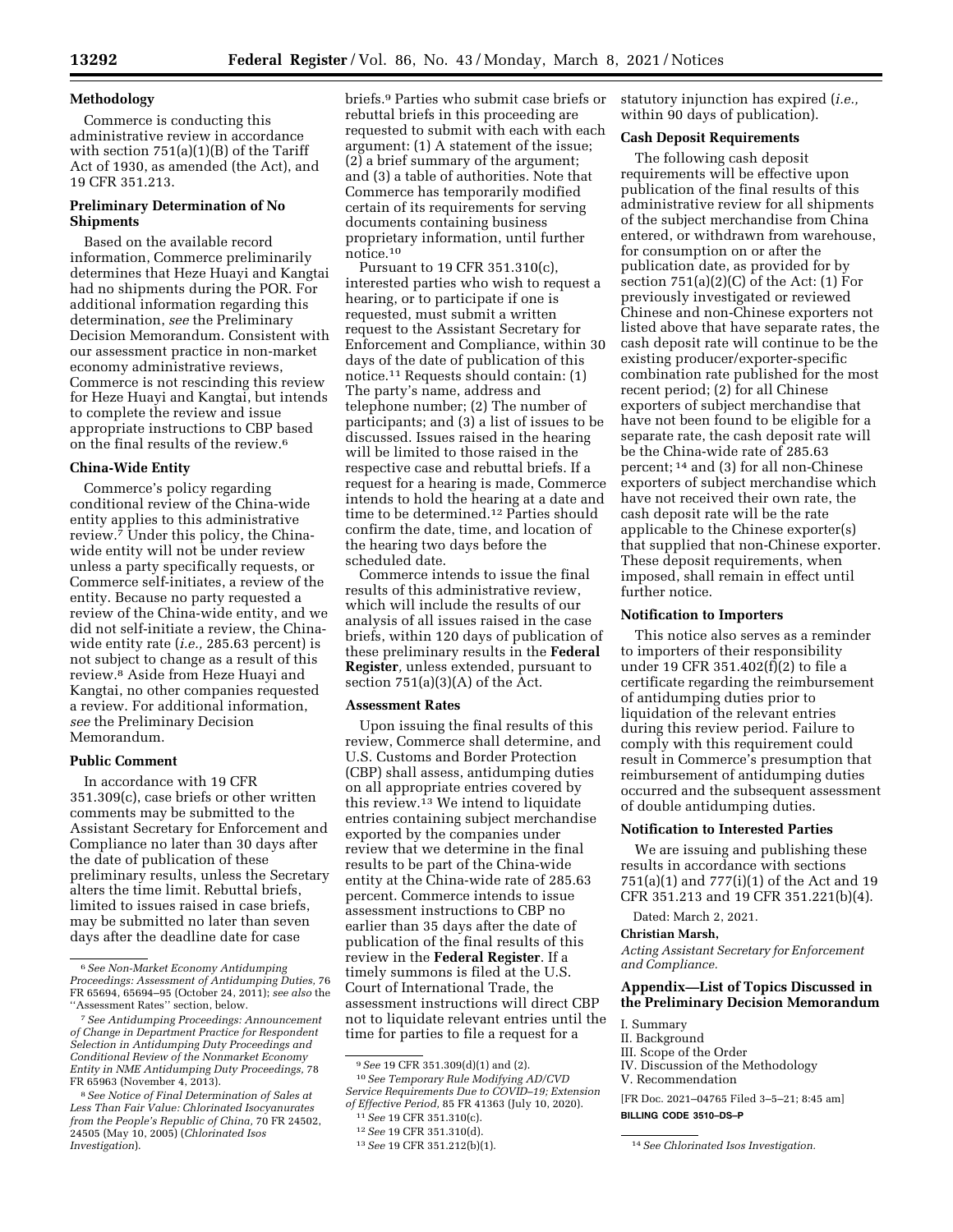## Methodology

Commerce is conducting this administrative review in accordance with section 751(a)(1)(B) of the Tariff Act of 1930, as amended (the Act), and 19 CFR 351.213.

## Preliminary Determination of No Shipments

Based on the available record information, Commerce preliminarily determines that Heze Huayi and Kangtai had no shipments during the POR. For additional information regarding this determination, *see* the Preliminary Decision Memorandum. Consistent with our assessment practice in non-market economy administrative reviews, Commerce is not rescinding this review for Heze Huayi and Kangtai, but intends to complete the review and issue appropriate instructions to CBP based on the final results of the review.[6]

## China-Wide Entity

Commerce's policy regarding conditional review of the China-wide entity applies to this administrative review.[7] Under this policy, the China-wide entity will not be under review unless a party specifically requests, or Commerce self-initiates, a review of the entity. Because no party requested a review of the China-wide entity, and we did not self-initiate a review, the China-wide entity rate (*i.e.,* 285.63 percent) is not subject to change as a result of this review.[8] Aside from Heze Huayi and Kangtai, no other companies requested a review. For additional information, *see* the Preliminary Decision Memorandum.

## Public Comment

In accordance with 19 CFR 351.309(c), case briefs or other written comments may be submitted to the Assistant Secretary for Enforcement and Compliance no later than 30 days after the date of publication of these preliminary results, unless the Secretary alters the time limit. Rebuttal briefs, limited to issues raised in case briefs, may be submitted no later than seven days after the deadline date for case briefs.[9] Parties who submit case briefs or rebuttal briefs in this proceeding are requested to submit with each with each argument: (1) A statement of the issue; (2) a brief summary of the argument; and (3) a table of authorities. Note that Commerce has temporarily modified certain of its requirements for serving documents containing business proprietary information, until further notice.[10]

Pursuant to 19 CFR 351.310(c), interested parties who wish to request a hearing, or to participate if one is requested, must submit a written request to the Assistant Secretary for Enforcement and Compliance, within 30 days of the date of publication of this notice.[11] Requests should contain: (1) The party's name, address and telephone number; (2) The number of participants; and (3) a list of issues to be discussed. Issues raised in the hearing will be limited to those raised in the respective case and rebuttal briefs. If a request for a hearing is made, Commerce intends to hold the hearing at a date and time to be determined.[12] Parties should confirm the date, time, and location of the hearing two days before the scheduled date.

Commerce intends to issue the final results of this administrative review, which will include the results of our analysis of all issues raised in the case briefs, within 120 days of publication of these preliminary results in the **Federal Register**, unless extended, pursuant to section 751(a)(3)(A) of the Act.

## Assessment Rates

Upon issuing the final results of this review, Commerce shall determine, and U.S. Customs and Border Protection (CBP) shall assess, antidumping duties on all appropriate entries covered by this review.[13] We intend to liquidate entries containing subject merchandise exported by the companies under review that we determine in the final results to be part of the China-wide entity at the China-wide rate of 285.63 percent. Commerce intends to issue assessment instructions to CBP no earlier than 35 days after the date of publication of the final results of this review in the **Federal Register**. If a timely summons is filed at the U.S. Court of International Trade, the assessment instructions will direct CBP not to liquidate relevant entries until the time for parties to file a request for a statutory injunction has expired (*i.e.,* within 90 days of publication).

## Cash Deposit Requirements

The following cash deposit requirements will be effective upon publication of the final results of this administrative review for all shipments of the subject merchandise from China entered, or withdrawn from warehouse, for consumption on or after the publication date, as provided for by section 751(a)(2)(C) of the Act: (1) For previously investigated or reviewed Chinese and non-Chinese exporters not listed above that have separate rates, the cash deposit rate will continue to be the existing producer/exporter-specific combination rate published for the most recent period; (2) for all Chinese exporters of subject merchandise that have not been found to be eligible for a separate rate, the cash deposit rate will be the China-wide rate of 285.63 percent;[14] and (3) for all non-Chinese exporters of subject merchandise which have not received their own rate, the cash deposit rate will be the rate applicable to the Chinese exporter(s) that supplied that non-Chinese exporter. These deposit requirements, when imposed, shall remain in effect until further notice.

## Notification to Importers

This notice also serves as a reminder to importers of their responsibility under 19 CFR 351.402(f)(2) to file a certificate regarding the reimbursement of antidumping duties prior to liquidation of the relevant entries during this review period. Failure to comply with this requirement could result in Commerce's presumption that reimbursement of antidumping duties occurred and the subsequent assessment of double antidumping duties.

## Notification to Interested Parties

We are issuing and publishing these results in accordance with sections 751(a)(1) and 777(i)(1) of the Act and 19 CFR 351.213 and 19 CFR 351.221(b)(4).

Dated: March 2, 2021.

**Christian Marsh,**

*Acting Assistant Secretary for Enforcement and Compliance.*

## Appendix—List of Topics Discussed in the Preliminary Decision Memorandum

I. Summary
II. Background
III. Scope of the Order
IV. Discussion of the Methodology
V. Recommendation

[FR Doc. 2021–04765 Filed 3–5–21; 8:45 am]

**BILLING CODE 3510–DS–P**

---

[6] *See Non-Market Economy Antidumping Proceedings: Assessment of Antidumping Duties,* 76 FR 65694, 65694–95 (October 24, 2011); *see also* the ''Assessment Rates'' section, below.

[7] *See Antidumping Proceedings: Announcement of Change in Department Practice for Respondent Selection in Antidumping Duty Proceedings and Conditional Review of the Nonmarket Economy Entity in NME Antidumping Duty Proceedings,* 78 FR 65963 (November 4, 2013).

[8] *See Notice of Final Determination of Sales at Less Than Fair Value: Chlorinated Isocyanurates from the People's Republic of China,* 70 FR 24502, 24505 (May 10, 2005) (*Chlorinated Isos Investigation*).

[9] *See* 19 CFR 351.309(d)(1) and (2).

[10] *See Temporary Rule Modifying AD/CVD Service Requirements Due to COVID–19; Extension of Effective Period,* 85 FR 41363 (July 10, 2020).

[11] *See* 19 CFR 351.310(c).

[12] *See* 19 CFR 351.310(d).

[13] *See* 19 CFR 351.212(b)(1).

[14] *See Chlorinated Isos Investigation.*